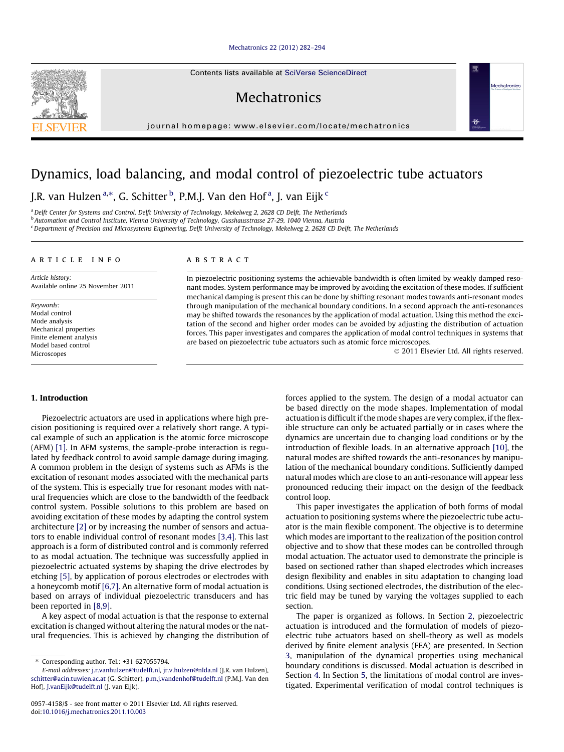# Dynamics, load balancing, and modal control of piezoelectric tube actuators

J.R. van Hulzen [a,*], G. Schitter [b], P.M.J. Van den Hof [a], J. van Eijk [c]

[a] Delft Center for Systems and Control, Delft University of Technology, Mekelweg 2, 2628 CD Delft, The Netherlands
[b] Automation and Control Institute, Vienna University of Technology, Gusshausstrasse 27-29, 1040 Vienna, Austria
[c] Department of Precision and Microsystems Engineering, Delft University of Technology, Mekelweg 2, 2628 CD Delft, The Netherlands

## ARTICLE INFO

*Article history:*
Available online 25 November 2011

*Keywords:*
Modal control
Mode analysis
Mechanical properties
Finite element analysis
Model based control
Microscopes

## ABSTRACT

In piezoelectric positioning systems the achievable bandwidth is often limited by weakly damped resonant modes. System performance may be improved by avoiding the excitation of these modes. If sufficient mechanical damping is present this can be done by shifting resonant modes towards anti-resonant modes through manipulation of the mechanical boundary conditions. In a second approach the anti-resonances may be shifted towards the resonances by the application of modal actuation. Using this method the excitation of the second and higher order modes can be avoided by adjusting the distribution of actuation forces. This paper investigates and compares the application of modal control techniques in systems that are based on piezoelectric tube actuators such as atomic force microscopes.

© 2011 Elsevier Ltd. All rights reserved.

## 1. Introduction

Piezoelectric actuators are used in applications where high precision positioning is required over a relatively short range. A typical example of such an application is the atomic force microscope (AFM) [1]. In AFM systems, the sample-probe interaction is regulated by feedback control to avoid sample damage during imaging. A common problem in the design of systems such as AFMs is the excitation of resonant modes associated with the mechanical parts of the system. This is especially true for resonant modes with natural frequencies which are close to the bandwidth of the feedback control system. Possible solutions to this problem are based on avoiding excitation of these modes by adapting the control system architecture [2] or by increasing the number of sensors and actuators to enable individual control of resonant modes [3,4]. This last approach is a form of distributed control and is commonly referred to as modal actuation. The technique was successfully applied in piezoelectric actuated systems by shaping the drive electrodes by etching [5], by application of porous electrodes or electrodes with a honeycomb motif [6,7]. An alternative form of modal actuation is based on arrays of individual piezoelectric transducers and has been reported in [8,9].

A key aspect of modal actuation is that the response to external excitation is changed without altering the natural modes or the natural frequencies. This is achieved by changing the distribution of forces applied to the system. The design of a modal actuator can be based directly on the mode shapes. Implementation of modal actuation is difficult if the mode shapes are very complex, if the flexible structure can only be actuated partially or in cases where the dynamics are uncertain due to changing load conditions or by the introduction of flexible loads. In an alternative approach [10], the natural modes are shifted towards the anti-resonances by manipulation of the mechanical boundary conditions. Sufficiently damped natural modes which are close to an anti-resonance will appear less pronounced reducing their impact on the design of the feedback control loop.

This paper investigates the application of both forms of modal actuation to positioning systems where the piezoelectric tube actuator is the main flexible component. The objective is to determine which modes are important to the realization of the position control objective and to show that these modes can be controlled through modal actuation. The actuator used to demonstrate the principle is based on sectioned rather than shaped electrodes which increases design flexibility and enables in situ adaptation to changing load conditions. Using sectioned electrodes, the distribution of the electric field may be tuned by varying the voltages supplied to each section.

The paper is organized as follows. In Section 2, piezoelectric actuation is introduced and the formulation of models of piezoelectric tube actuators based on shell-theory as well as models derived by finite element analysis (FEA) are presented. In Section 3, manipulation of the dynamical properties using mechanical boundary conditions is discussed. Modal actuation is described in Section 4. In Section 5, the limitations of modal control are investigated. Experimental verification of modal control techniques is

---

* Corresponding author. Tel.: +31 627055794.
*E-mail addresses:* j.r.vanhulzen@tudelft.nl, jr.v.hulzen@nlda.nl (J.R. van Hulzen), schitter@acin.tuwien.ac.at (G. Schitter), p.m.j.vandenhof@tudelft.nl (P.M.J. Van den Hof), J.vanEijk@tudelft.nl (J. van Eijk).

0957-4158/$ - see front matter © 2011 Elsevier Ltd. All rights reserved.
doi:10.1016/j.mechatronics.2011.10.003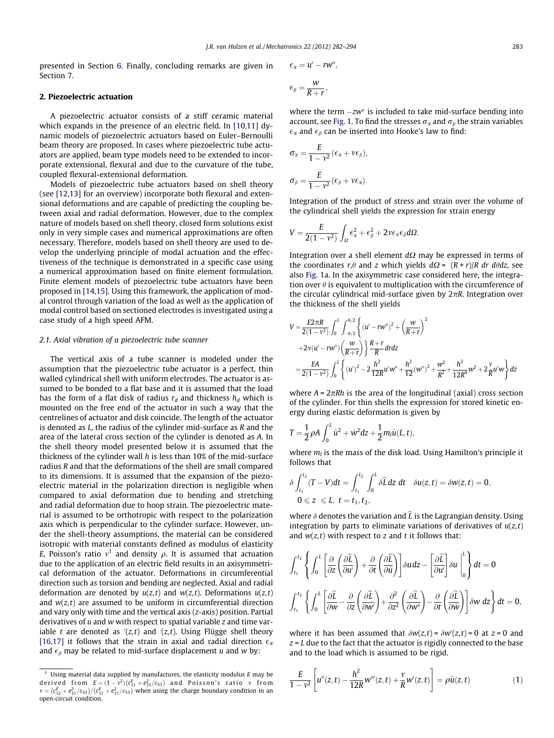presented in Section 6. Finally, concluding remarks are given in Section 7.

## 2. Piezoelectric actuation

A piezoelectric actuator consists of a stiff ceramic material which expands in the presence of an electric field. In [10,11] dynamic models of piezoelectric actuators based on Euler–Bernoulli beam theory are proposed. In cases where piezoelectric tube actuators are applied, beam type models need to be extended to incorporate extensional, flexural and due to the curvature of the tube, coupled flexural-extensional deformation.

Models of piezoelectric tube actuators based on shell theory (see [12,13] for an overview) incorporate both flexural and extensional deformations and are capable of predicting the coupling between axial and radial deformation. However, due to the complex nature of models based on shell theory, closed form solutions exist only in very simple cases and numerical approximations are often necessary. Therefore, models based on shell theory are used to develop the underlying principle of modal actuation and the effectiveness of the technique is demonstrated in a specific case using a numerical approximation based on finite element formulation. Finite element models of piezoelectric tube actuators have been proposed in [14,15]. Using this framework, the application of modal control through variation of the load as well as the application of modal control based on sectioned electrodes is investigated using a case study of a high speed AFM.

### 2.1. Axial vibration of a piezoelectric tube scanner

The vertical axis of a tube scanner is modeled under the assumption that the piezoelectric tube actuator is a perfect, thin walled cylindrical shell with uniform electrodes. The actuator is assumed to be bonded to a flat base and it is assumed that the load has the form of a flat disk of radius $r_d$ and thickness $h_d$ which is mounted on the free end of the actuator in such a way that the centrelines of actuator and disk coincide. The length of the actuator is denoted as $L$, the radius of the cylinder mid-surface as $R$ and the area of the lateral cross section of the cylinder is denoted as $A$. In the shell theory model presented below it is assumed that the thickness of the cylinder wall $h$ is less than 10% of the mid-surface radius $R$ and that the deformations of the shell are small compared to its dimensions. It is assumed that the expansion of the piezoelectric material in the polarization direction is negligible when compared to axial deformation due to bending and stretching and radial deformation due to hoop strain. The piezoelectric material is assumed to be orthotropic with respect to the polarization axis which is perpendicular to the cylinder surface. However, under the shell-theory assumptions, the material can be considered isotropic with material constants defined as modulus of elasticity $E$, Poisson's ratio $\nu$[1] and density $\rho$. It is assumed that actuation due to the application of an electric field results in an axisymmetrical deformation of the actuator. Deformations in circumferential direction such as torsion and bending are neglected. Axial and radial deformation are denoted by $u(z,t)$ and $w(z,t)$. Deformations $u(z,t)$ and $w(z,t)$ are assumed to be uniform in circumferential direction and vary only with time and the vertical axis ($z$-axis) position. Partial derivatives of $u$ and $w$ with respect to spatial variable $z$ and time variable $t$ are denoted as $'(z,t)$ and $\dot{}(z,t)$. Using Flügge shell theory [16,17] it follows that the strain in axial and radial direction $\epsilon_\alpha$ and $\epsilon_\beta$ may be related to mid-surface displacement $u$ and $w$ by:

$$\epsilon_\alpha = u' - rw'',$$

$$\epsilon_\beta = \frac{w}{R+r},$$

where the term $-zw''$ is included to take mid-surface bending into account, see Fig. 1. To find the stresses $\sigma_\alpha$ and $\sigma_\beta$ the strain variables $\epsilon_\alpha$ and $\epsilon_\beta$ can be inserted into Hooke's law to find:

$$\sigma_\alpha = \frac{E}{1-\nu^2}(\epsilon_\alpha + \nu\epsilon_\beta),$$

$$\sigma_\beta = \frac{E}{1-\nu^2}(\epsilon_\beta + \nu\epsilon_\alpha).$$

Integration of the product of stress and strain over the volume of the cylindrical shell yields the expression for strain energy

$$V = \frac{E}{2(1-\nu^2)}\int_\Omega \epsilon_\alpha^2 + \epsilon_\beta^2 + 2\nu\epsilon_\alpha\epsilon_\beta d\Omega.$$

Integration over a shell element $d\Omega$ may be expressed in terms of the coordinates $r,\theta$ and $z$ which yields $d\Omega = (R + r)/R\ dr\ d\theta dz$, see also Fig. 1a. In the axisymmetric case considered here, the integration over $\theta$ is equivalent to multiplication with the circumference of the circular cylindrical mid-surface given by $2\pi R$. Integration over the thickness of the shell yields

$$\begin{aligned} V &= \frac{E2\pi R}{2(1-\nu^2)}\int_0^L\int_{-h/2}^{h/2}\left\{(u'-rw'')^2 + \left(\frac{w}{R+r}\right)^2 \right. \\ &\quad \left. + 2\nu(u'-rw'')\left(\frac{w}{R+r}\right)\right\}\frac{R+r}{R}drdz \\ &= \frac{EA}{2(1-\nu^2)}\int_0^L\left\{(u')^2 - 2\frac{h^2}{12R}u'w'' + \frac{h^2}{12}(w'')^2 + \frac{w^2}{R^2} + \frac{h^2}{12R^4}w^2 + 2\frac{\nu}{R}u'w\right\}dz \end{aligned}$$

where $A = 2\pi Rh$ is the area of the longitudinal (axial) cross section of the cylinder. For thin shells the expression for stored kinetic energy during elastic deformation is given by

$$T = \frac{1}{2}\rho A\int_0^L \dot{u}^2 + \dot{w}^2 dz + \frac{1}{2}m_l\dot{u}(L,t),$$

where $m_l$ is the mass of the disk load. Using Hamilton's principle it follows that

$$\delta\int_{t_1}^{t_2}(T-V)dt = \int_{t_1}^{t_2}\int_0^L \delta\widehat{L}\,dz\,dt \quad \delta u(z,t) = \delta w(z,t) = 0,$$
$$0 \leqslant z \leqslant L,\ t = t_1, t_2,$$

where $\delta$ denotes the variation and $\widehat{L}$ is the Lagrangian density. Using integration by parts to eliminate variations of derivatives of $u(z,t)$ and $w(z,t)$ with respect to $z$ and $t$ it follows that:

$$\int_{t_1}^{t_2}\left\{\int_0^L\left[\frac{\partial}{\partial z}\left(\frac{\partial\widehat{L}}{\partial u'}\right) + \frac{\partial}{\partial t}\left(\frac{\partial\widehat{L}}{\partial\dot{u}}\right)\right]\delta u\,dz - \left[\frac{\partial\widehat{L}}{\partial u'}\right]\delta u\Bigg|_0^L\right\}dt = 0$$

$$\int_{t_1}^{t_2}\left\{\int_0^L\left[\frac{\partial\widehat{L}}{\partial w} - \frac{\partial}{\partial z}\left(\frac{\partial\widehat{L}}{\partial w'}\right) + \frac{\partial^2}{\partial z^2}\left(\frac{\partial\widehat{L}}{\partial w''}\right) - \frac{\partial}{\partial t}\left(\frac{\partial\widehat{L}}{\partial\dot{w}}\right)\right]\delta w\ dz\right\}dt = 0,$$

where it has been assumed that $\delta w(z,t) = \delta w'(z,t) = 0$ at $z = 0$ and $z = L$ due to the fact that the actuator is rigidly connected to the base and to the load which is assumed to be rigid.

$$\frac{E}{1-\nu^2}\left[u''(z,t) - \frac{h^2}{12R}w'''(z,t) + \frac{\nu}{R}w'(z,t)\right] = \rho\ddot{u}(z,t) \tag{1}$$

---

[1] Using material data supplied by manufactures, the elasticity modulus $E$ may be derived from $E = (1-\nu^2)(c_{11}^E + e_{31}^2/\varepsilon_{33})$ and Poisson's ratio $\nu$ from $\nu = (c_{12}^E + e_{31}^2/\varepsilon_{33})/(c_{11}^E + e_{31}^2/\varepsilon_{33})$ when using the charge boundary condition in an open-circuit condition.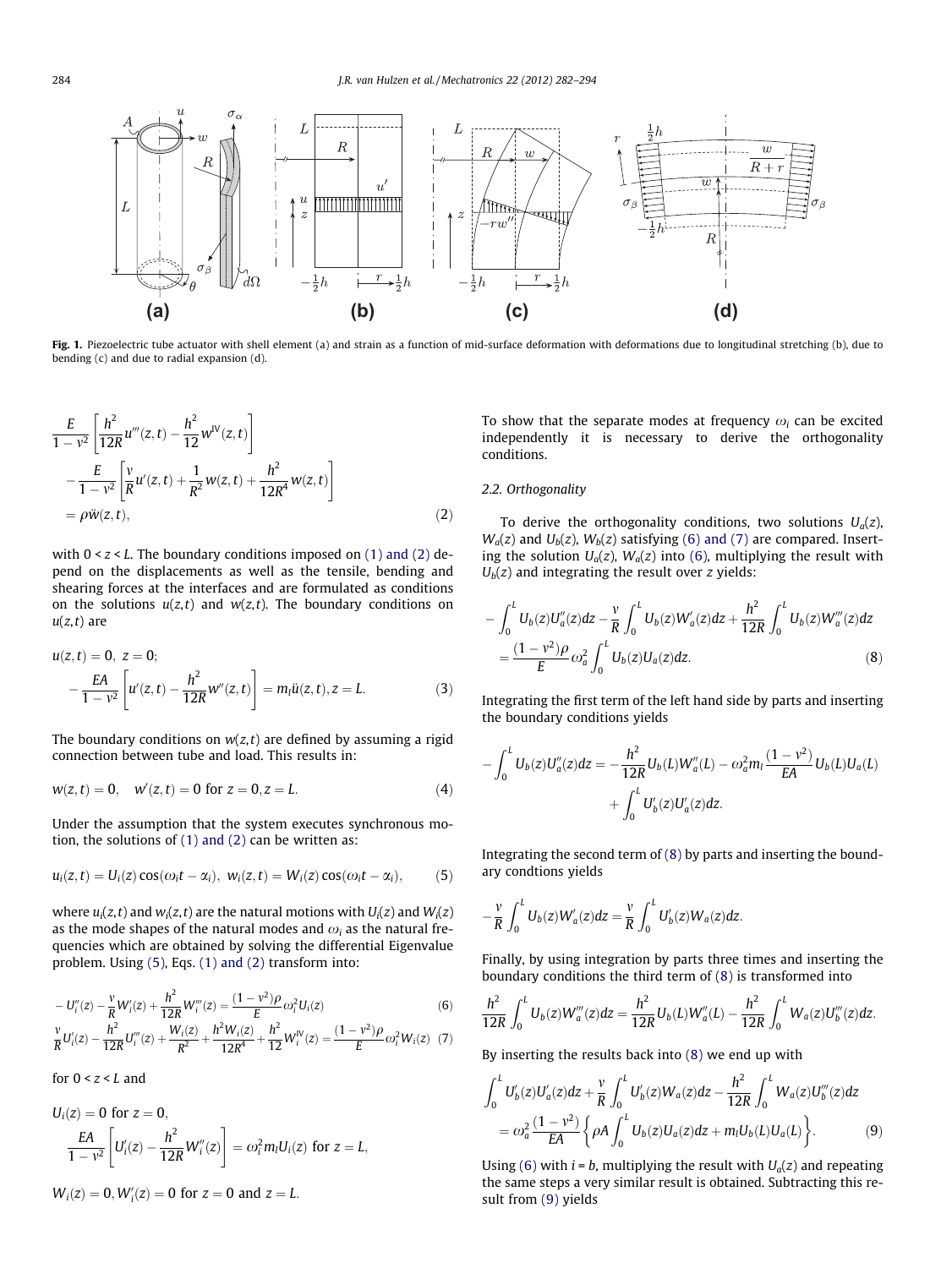Fig. 1. Piezoelectric tube actuator with shell element (a) and strain as a function of mid-surface deformation with deformations due to longitudinal stretching (b), due to bending (c) and due to radial expansion (d).

$$
\frac{E}{1-\nu^2}\left[\frac{h^2}{12R}u'''(z,t)-\frac{h^2}{12}w^{\mathrm{IV}}(z,t)\right] - \frac{E}{1-\nu^2}\left[\frac{\nu}{R}u'(z,t)+\frac{1}{R^2}w(z,t)+\frac{h^2}{12R^4}w(z,t)\right] = \rho\ddot{w}(z,t), \tag{2}
$$

with $0 < z < L$. The boundary conditions imposed on (1) and (2) depend on the displacements as well as the tensile, bending and shearing forces at the interfaces and are formulated as conditions on the solutions $u(z,t)$ and $w(z,t)$. The boundary conditions on $u(z,t)$ are

$$
u(z,t)=0,\ z=0;
$$
$$
-\frac{EA}{1-\nu^2}\left[u'(z,t)-\frac{h^2}{12R}w''(z,t)\right]=m_l\ddot{u}(z,t), z=L. \tag{3}
$$

The boundary conditions on $w(z,t)$ are defined by assuming a rigid connection between tube and load. This results in:

$$
w(z,t)=0,\quad w'(z,t)=0 \text{ for } z=0, z=L. \tag{4}
$$

Under the assumption that the system executes synchronous motion, the solutions of (1) and (2) can be written as:

$$
u_i(z,t)=U_i(z)\cos(\omega_i t-\alpha_i),\ w_i(z,t)=W_i(z)\cos(\omega_i t-\alpha_i), \tag{5}
$$

where $u_i(z,t)$ and $w_i(z,t)$ are the natural motions with $U_i(z)$ and $W_i(z)$ as the mode shapes of the natural modes and $\omega_i$ as the natural frequencies which are obtained by solving the differential Eigenvalue problem. Using (5), Eqs. (1) and (2) transform into:

$$
-U_i''(z)-\frac{\nu}{R}W_i'(z)+\frac{h^2}{12R}W_i'''(z)=\frac{(1-\nu^2)\rho}{E}\omega_i^2 U_i(z) \tag{6}
$$

$$
\frac{\nu}{R}U_i'(z)-\frac{h^2}{12R}U_i'''(z)+\frac{W_i(z)}{R^2}+\frac{h^2W_i(z)}{12R^4}+\frac{h^2}{12}W_i^{\mathrm{IV}}(z)=\frac{(1-\nu^2)\rho}{E}\omega_i^2 W_i(z) \tag{7}
$$

for $0 < z < L$ and

$$
U_i(z)=0 \text{ for } z=0,
$$
$$
\frac{EA}{1-\nu^2}\left[U_i'(z)-\frac{h^2}{12R}W_i''(z)\right]=\omega_i^2 m_l U_i(z) \text{ for } z=L,
$$
$$
W_i(z)=0, W_i'(z)=0 \text{ for } z=0 \text{ and } z=L.
$$

To show that the separate modes at frequency $\omega_i$ can be excited independently it is necessary to derive the orthogonality conditions.

### 2.2. Orthogonality

To derive the orthogonality conditions, two solutions $U_a(z)$, $W_a(z)$ and $U_b(z)$, $W_b(z)$ satisfying (6) and (7) are compared. Inserting the solution $U_a(z)$, $W_a(z)$ into (6), multiplying the result with $U_b(z)$ and integrating the result over $z$ yields:

$$
-\int_0^L U_b(z)U_a''(z)dz-\frac{\nu}{R}\int_0^L U_b(z)W_a'(z)dz+\frac{h^2}{12R}\int_0^L U_b(z)W_a'''(z)dz = \frac{(1-\nu^2)\rho}{E}\omega_a^2\int_0^L U_b(z)U_a(z)dz. \tag{8}
$$

Integrating the first term of the left hand side by parts and inserting the boundary conditions yields

$$
-\int_0^L U_b(z)U_a''(z)dz=-\frac{h^2}{12R}U_b(L)W_a''(L)-\omega_a^2 m_l\frac{(1-\nu^2)}{EA}U_b(L)U_a(L) + \int_0^L U_b'(z)U_a'(z)dz.
$$

Integrating the second term of (8) by parts and inserting the boundary condtions yields

$$
-\frac{\nu}{R}\int_0^L U_b(z)W_a'(z)dz=\frac{\nu}{R}\int_0^L U_b'(z)W_a(z)dz.
$$

Finally, by using integration by parts three times and inserting the boundary conditions the third term of (8) is transformed into

$$
\frac{h^2}{12R}\int_0^L U_b(z)W_a'''(z)dz=\frac{h^2}{12R}U_b(L)W_a''(L)-\frac{h^2}{12R}\int_0^L W_a(z)U_b'''(z)dz.
$$

By inserting the results back into (8) we end up with

$$
\int_0^L U_b'(z)U_a'(z)dz+\frac{\nu}{R}\int_0^L U_b'(z)W_a(z)dz-\frac{h^2}{12R}\int_0^L W_a(z)U_b'''(z)dz = \omega_a^2\frac{(1-\nu^2)}{EA}\left\{\rho A\int_0^L U_b(z)U_a(z)dz+m_lU_b(L)U_a(L)\right\}. \tag{9}
$$

Using (6) with $i = b$, multiplying the result with $U_a(z)$ and repeating the same steps a very similar result is obtained. Subtracting this result from (9) yields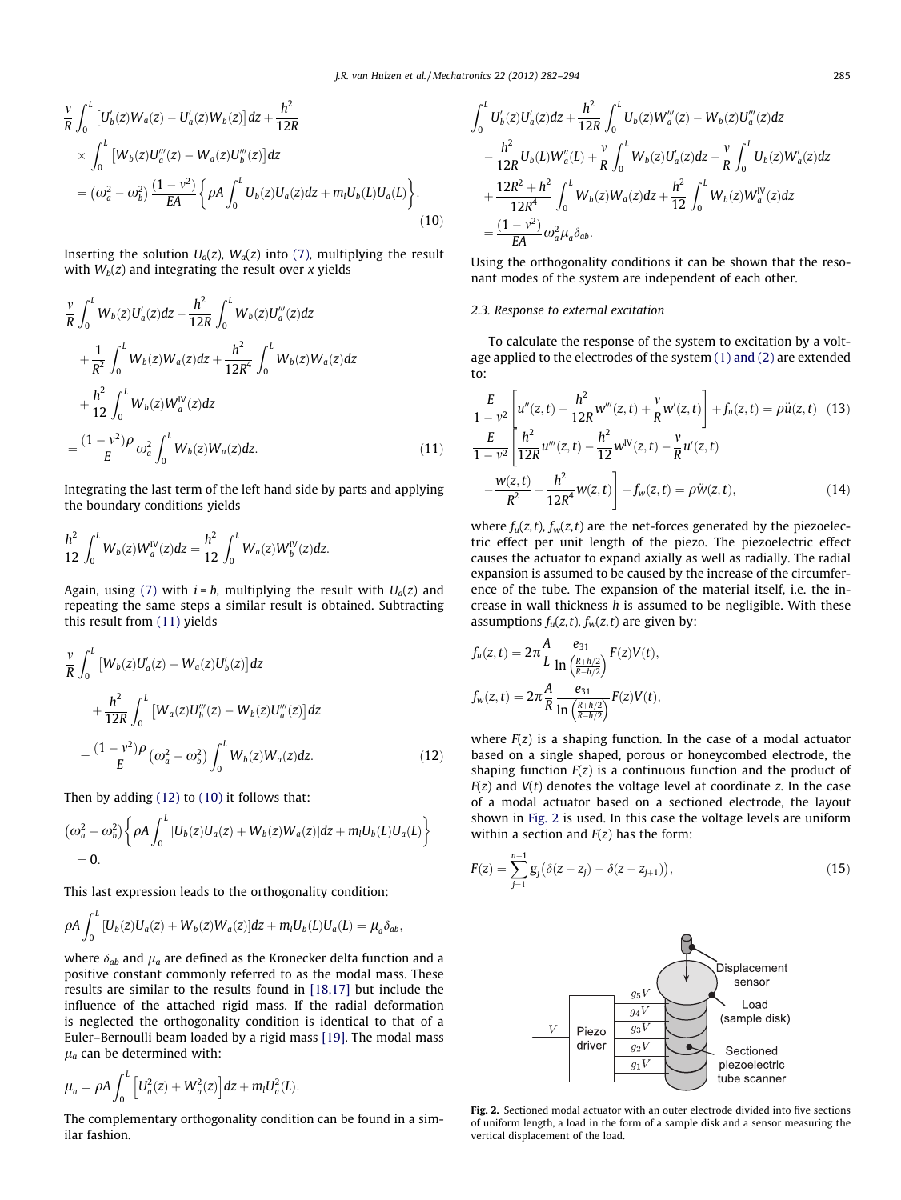$$\frac{\nu}{R}\int_0^L \left[U_b'(z)W_a(z) - U_a'(z)W_b(z)\right]dz + \frac{h^2}{12R}$$
$$\times \int_0^L \left[W_b(z)U_a'''(z) - W_a(z)U_b'''(z)\right]dz$$
$$= \left(\omega_a^2 - \omega_b^2\right)\frac{(1-\nu^2)}{EA}\left\{\rho A\int_0^L U_b(z)U_a(z)dz + m_l U_b(L)U_a(L)\right\}. \tag{10}$$

Inserting the solution $U_a(z)$, $W_a(z)$ into (7), multiplying the result with $W_b(z)$ and integrating the result over $x$ yields

$$\frac{\nu}{R}\int_0^L W_b(z)U_a'(z)dz - \frac{h^2}{12R}\int_0^L W_b(z)U_a'''(z)dz$$
$$+ \frac{1}{R^2}\int_0^L W_b(z)W_a(z)dz + \frac{h^2}{12R^4}\int_0^L W_b(z)W_a(z)dz$$
$$+ \frac{h^2}{12}\int_0^L W_b(z)W_a^{\mathrm{IV}}(z)dz$$
$$= \frac{(1-\nu^2)\rho}{E}\omega_a^2\int_0^L W_b(z)W_a(z)dz. \tag{11}$$

Integrating the last term of the left hand side by parts and applying the boundary conditions yields

$$\frac{h^2}{12}\int_0^L W_b(z)W_a^{\mathrm{IV}}(z)dz = \frac{h^2}{12}\int_0^L W_a(z)W_b^{\mathrm{IV}}(z)dz.$$

Again, using (7) with $i = b$, multiplying the result with $U_a(z)$ and repeating the same steps a similar result is obtained. Subtracting this result from (11) yields

$$\frac{\nu}{R}\int_0^L \left[W_b(z)U_a'(z) - W_a(z)U_b'(z)\right]dz$$
$$+ \frac{h^2}{12R}\int_0^L \left[W_a(z)U_b'''(z) - W_b(z)U_a'''(z)\right]dz$$
$$= \frac{(1-\nu^2)\rho}{E}\left(\omega_a^2 - \omega_b^2\right)\int_0^L W_b(z)W_a(z)dz. \tag{12}$$

Then by adding (12) to (10) it follows that:

$$\left(\omega_a^2 - \omega_b^2\right)\left\{\rho A\int_0^L [U_b(z)U_a(z) + W_b(z)W_a(z)]dz + m_l U_b(L)U_a(L)\right\} = 0.$$

This last expression leads to the orthogonality condition:

$$\rho A\int_0^L [U_b(z)U_a(z) + W_b(z)W_a(z)]dz + m_l U_b(L)U_a(L) = \mu_a\delta_{ab},$$

where $\delta_{ab}$ and $\mu_a$ are defined as the Kronecker delta function and a positive constant commonly referred to as the modal mass. These results are similar to the results found in [18,17] but include the influence of the attached rigid mass. If the radial deformation is neglected the orthogonality condition is identical to that of a Euler–Bernoulli beam loaded by a rigid mass [19]. The modal mass $\mu_a$ can be determined with:

$$\mu_a = \rho A\int_0^L \left[U_a^2(z) + W_a^2(z)\right]dz + m_l U_a^2(L).$$

The complementary orthogonality condition can be found in a similar fashion.

$$\int_0^L U_b'(z)U_a'(z)dz + \frac{h^2}{12R}\int_0^L U_b(z)W_a'''(z) - W_b(z)U_a'''(z)dz$$
$$- \frac{h^2}{12R}U_b(L)W_a''(L) + \frac{\nu}{R}\int_0^L W_b(z)U_a'(z)dz - \frac{\nu}{R}\int_0^L U_b(z)W_a'(z)dz$$
$$+ \frac{12R^2 + h^2}{12R^4}\int_0^L W_b(z)W_a(z)dz + \frac{h^2}{12}\int_0^L W_b(z)W_a^{\mathrm{IV}}(z)dz$$
$$= \frac{(1-\nu^2)}{EA}\omega_a^2\mu_a\delta_{ab}.$$

Using the orthogonality conditions it can be shown that the resonant modes of the system are independent of each other.

### 2.3. Response to external excitation

To calculate the response of the system to excitation by a voltage applied to the electrodes of the system (1) and (2) are extended to:

$$\frac{E}{1-\nu^2}\left[u''(z,t) - \frac{h^2}{12R}w'''(z,t) + \frac{\nu}{R}w'(z,t)\right] + f_u(z,t) = \rho\ddot{u}(z,t) \tag{13}$$

$$\frac{E}{1-\nu^2}\left[\frac{h^2}{12R}u'''(z,t) - \frac{h^2}{12}w^{\mathrm{IV}}(z,t) - \frac{\nu}{R}u'(z,t) - \frac{w(z,t)}{R^2} - \frac{h^2}{12R^4}w(z,t)\right] + f_w(z,t) = \rho\ddot{w}(z,t), \tag{14}$$

where $f_u(z,t)$, $f_w(z,t)$ are the net-forces generated by the piezoelectric effect per unit length of the piezo. The piezoelectric effect causes the actuator to expand axially as well as radially. The radial expansion is assumed to be caused by the increase of the circumference of the tube. The expansion of the material itself, i.e. the increase in wall thickness $h$ is assumed to be negligible. With these assumptions $f_u(z,t)$, $f_w(z,t)$ are given by:

$$f_u(z,t) = 2\pi\frac{A}{L}\frac{e_{31}}{\ln\left(\frac{R+h/2}{R-h/2}\right)}F(z)V(t),$$

$$f_w(z,t) = 2\pi\frac{A}{R}\frac{e_{31}}{\ln\left(\frac{R+h/2}{R-h/2}\right)}F(z)V(t),$$

where $F(z)$ is a shaping function. In the case of a modal actuator based on a single shaped, porous or honeycombed electrode, the shaping function $F(z)$ is a continuous function and the product of $F(z)$ and $V(t)$ denotes the voltage level at coordinate $z$. In the case of a modal actuator based on a sectioned electrode, the layout shown in Fig. 2 is used. In this case the voltage levels are uniform within a section and $F(z)$ has the form:

$$F(z) = \sum_{j=1}^{n+1} g_j\left(\delta(z - z_j) - \delta(z - z_{j+1})\right), \tag{15}$$

Fig. 2. Sectioned modal actuator with an outer electrode divided into five sections of uniform length, a load in the form of a sample disk and a sensor measuring the vertical displacement of the load.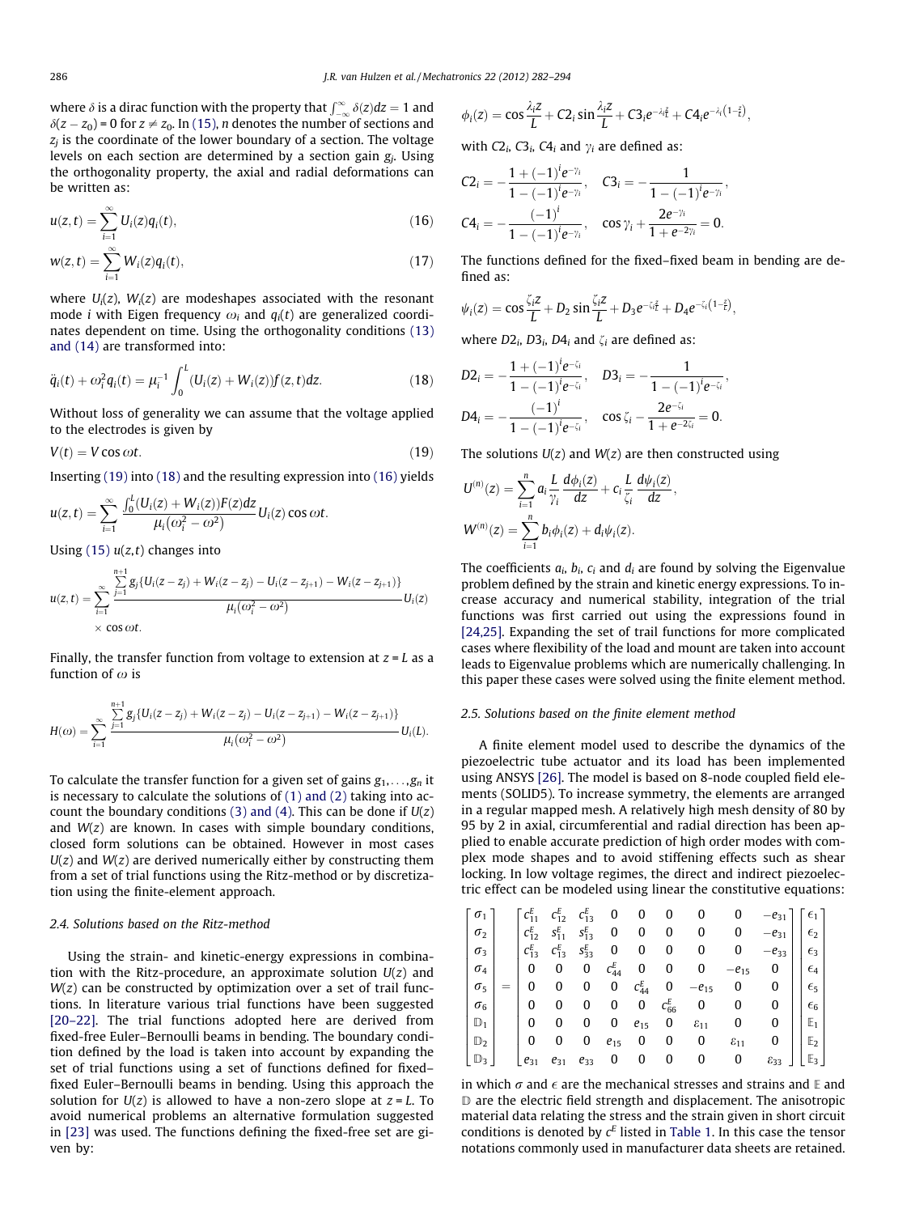where $\delta$ is a dirac function with the property that $\int_{-\infty}^{\infty}\delta(z)dz = 1$ and $\delta(z - z_0) = 0$ for $z \neq z_0$. In (15), $n$ denotes the number of sections and $z_j$ is the coordinate of the lower boundary of a section. The voltage levels on each section are determined by a section gain $g_j$. Using the orthogonality property, the axial and radial deformations can be written as:

$$u(z,t) = \sum_{i=1}^{\infty} U_i(z) q_i(t), \tag{16}$$

$$w(z,t) = \sum_{i=1}^{\infty} W_i(z) q_i(t), \tag{17}$$

where $U_i(z)$, $W_i(z)$ are modeshapes associated with the resonant mode $i$ with Eigen frequency $\omega_i$ and $q_i(t)$ are generalized coordinates dependent on time. Using the orthogonality conditions (13) and (14) are transformed into:

$$\ddot{q}_i(t) + \omega_i^2 q_i(t) = \mu_i^{-1} \int_0^L (U_i(z) + W_i(z)) f(z,t) dz. \tag{18}$$

Without loss of generality we can assume that the voltage applied to the electrodes is given by

$$V(t) = V\cos\omega t. \tag{19}$$

Inserting (19) into (18) and the resulting expression into (16) yields

$$u(z,t) = \sum_{i=1}^{\infty} \frac{\int_0^L (U_i(z) + W_i(z)) F(z) dz}{\mu_i(\omega_i^2 - \omega^2)} U_i(z) \cos\omega t.$$

Using (15) $u(z,t)$ changes into

$$u(z,t) = \sum_{i=1}^{\infty} \frac{\sum_{j=1}^{n+1} g_j\{U_i(z-z_j) + W_i(z-z_j) - U_i(z-z_{j+1}) - W_i(z-z_{j+1})\}}{\mu_i(\omega_i^2 - \omega^2)} U_i(z) \times \cos\omega t.$$

Finally, the transfer function from voltage to extension at $z = L$ as a function of $\omega$ is

$$H(\omega) = \sum_{i=1}^{\infty} \frac{\sum_{j=1}^{n+1} g_j\{U_i(z-z_j) + W_i(z-z_j) - U_i(z-z_{j+1}) - W_i(z-z_{j+1})\}}{\mu_i(\omega_i^2 - \omega^2)} U_i(L).$$

To calculate the transfer function for a given set of gains $g_1,\ldots,g_n$ it is necessary to calculate the solutions of (1) and (2) taking into account the boundary conditions (3) and (4). This can be done if $U(z)$ and $W(z)$ are known. In cases with simple boundary conditions, closed form solutions can be obtained. However in most cases $U(z)$ and $W(z)$ are derived numerically either by constructing them from a set of trial functions using the Ritz-method or by discretization using the finite-element approach.

### 2.4. Solutions based on the Ritz-method

Using the strain- and kinetic-energy expressions in combination with the Ritz-procedure, an approximate solution $U(z)$ and $W(z)$ can be constructed by optimization over a set of trail functions. In literature various trial functions have been suggested [20–22]. The trial functions adopted here are derived from fixed-free Euler–Bernoulli beams in bending. The boundary condition defined by the load is taken into account by expanding the set of trial functions using a set of functions defined for fixed–fixed Euler–Bernoulli beams in bending. Using this approach the solution for $U(z)$ is allowed to have a non-zero slope at $z = L$. To avoid numerical problems an alternative formulation suggested in [23] was used. The functions defining the fixed-free set are given by:

$$\phi_i(z) = \cos\frac{\lambda_i z}{L} + C2_i \sin\frac{\lambda_i z}{L} + C3_i e^{-\lambda_i \frac{z}{L}} + C4_i e^{-\lambda_i\left(1-\frac{z}{L}\right)},$$

with $C2_i$, $C3_i$, $C4_i$ and $\gamma_i$ are defined as:

$$C2_i = -\frac{1 + (-1)^i e^{-\gamma_i}}{1 - (-1)^i e^{-\gamma_i}}, \quad C3_i = -\frac{1}{1 - (-1)^i e^{-\gamma_i}},$$

$$C4_i = -\frac{(-1)^i}{1 - (-1)^i e^{-\gamma_i}}, \quad \cos\gamma_i + \frac{2e^{-\gamma_i}}{1 + e^{-2\gamma_i}} = 0.$$

The functions defined for the fixed–fixed beam in bending are defined as:

$$\psi_i(z) = \cos\frac{\zeta_i z}{L} + D_2 \sin\frac{\zeta_i z}{L} + D_3 e^{-\zeta_i \frac{z}{L}} + D_4 e^{-\zeta_i\left(1-\frac{z}{L}\right)},$$

where $D2_i$, $D3_i$, $D4_i$ and $\zeta_i$ are defined as:

$$D2_i = -\frac{1 + (-1)^i e^{-\zeta_i}}{1 - (-1)^i e^{-\zeta_i}}, \quad D3_i = -\frac{1}{1 - (-1)^i e^{-\zeta_i}},$$

$$D4_i = -\frac{(-1)^i}{1 - (-1)^i e^{-\zeta_i}}, \quad \cos\zeta_i - \frac{2e^{-\zeta_i}}{1 + e^{-2\zeta_i}} = 0.$$

The solutions $U(z)$ and $W(z)$ are then constructed using

$$U^{(n)}(z) = \sum_{i=1}^{n} a_i \frac{L}{\gamma_i}\frac{d\phi_i(z)}{dz} + c_i \frac{L}{\zeta_i}\frac{d\psi_i(z)}{dz},$$

$$W^{(n)}(z) = \sum_{i=1}^{n} b_i \phi_i(z) + d_i \psi_i(z).$$

The coefficients $a_i$, $b_i$, $c_i$ and $d_i$ are found by solving the Eigenvalue problem defined by the strain and kinetic energy expressions. To increase accuracy and numerical stability, integration of the trial functions was first carried out using the expressions found in [24,25]. Expanding the set of trail functions for more complicated cases where flexibility of the load and mount are taken into account leads to Eigenvalue problems which are numerically challenging. In this paper these cases were solved using the finite element method.

### 2.5. Solutions based on the finite element method

A finite element model used to describe the dynamics of the piezoelectric tube actuator and its load has been implemented using ANSYS [26]. The model is based on 8-node coupled field elements (SOLID5). To increase symmetry, the elements are arranged in a regular mapped mesh. A relatively high mesh density of 80 by 95 by 2 in axial, circumferential and radial direction has been applied to enable accurate prediction of high order modes with complex mode shapes and to avoid stiffening effects such as shear locking. In low voltage regimes, the direct and indirect piezoelectric effect can be modeled using linear the constitutive equations:

$$\begin{bmatrix} \sigma_1 \\ \sigma_2 \\ \sigma_3 \\ \sigma_4 \\ \sigma_5 \\ \sigma_6 \\ \mathbb{D}_1 \\ \mathbb{D}_2 \\ \mathbb{D}_3 \end{bmatrix} = \begin{bmatrix} c_{11}^E & c_{12}^E & c_{13}^E & 0 & 0 & 0 & 0 & 0 & -e_{31} \\ c_{12}^E & s_{11}^E & s_{13}^E & 0 & 0 & 0 & 0 & 0 & -e_{31} \\ c_{13}^E & c_{13}^E & s_{33}^E & 0 & 0 & 0 & 0 & 0 & -e_{33} \\ 0 & 0 & 0 & c_{44}^E & 0 & 0 & 0 & -e_{15} & 0 \\ 0 & 0 & 0 & 0 & c_{44}^E & 0 & -e_{15} & 0 & 0 \\ 0 & 0 & 0 & 0 & 0 & c_{66}^E & 0 & 0 & 0 \\ 0 & 0 & 0 & 0 & e_{15} & 0 & \varepsilon_{11} & 0 & 0 \\ 0 & 0 & 0 & e_{15} & 0 & 0 & 0 & \varepsilon_{11} & 0 \\ e_{31} & e_{31} & e_{33} & 0 & 0 & 0 & 0 & 0 & \varepsilon_{33} \end{bmatrix} \begin{bmatrix} \epsilon_1 \\ \epsilon_2 \\ \epsilon_3 \\ \epsilon_4 \\ \epsilon_5 \\ \epsilon_6 \\ \mathbb{E}_1 \\ \mathbb{E}_2 \\ \mathbb{E}_3 \end{bmatrix}$$

in which $\sigma$ and $\epsilon$ are the mechanical stresses and strains and $\mathbb{E}$ and $\mathbb{D}$ are the electric field strength and displacement. The anisotropic material data relating the stress and the strain in short circuit conditions is denoted by $c^E$ listed in Table 1. In this case the tensor notations commonly used in manufacturer data sheets are retained.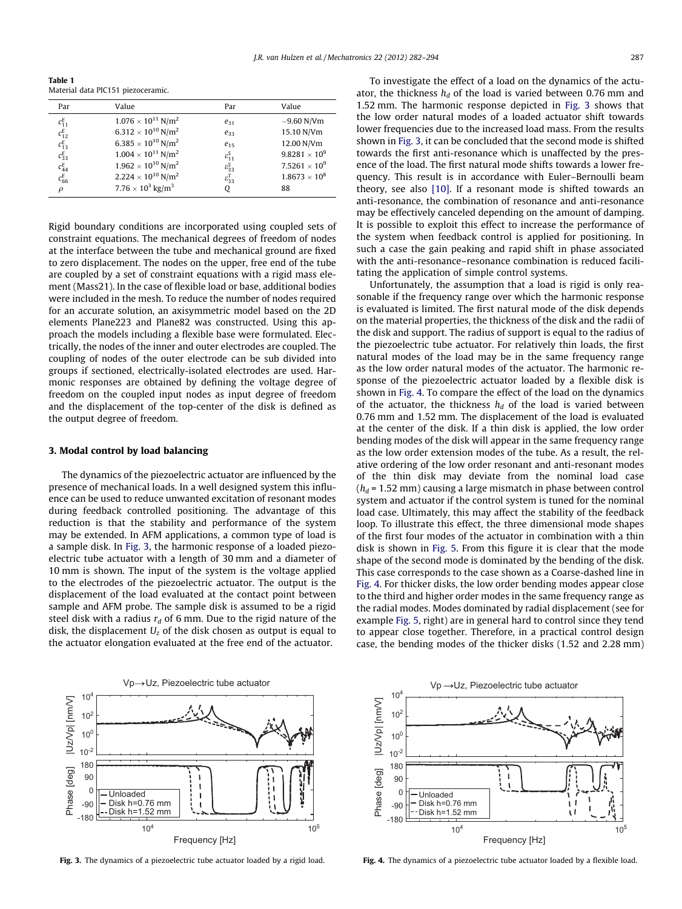**Table 1**
Material data PIC151 piezoceramic.

| Par | Value | Par | Value |
|---|---|---|---|
| $c_{11}^E$ | $1.076 \times 10^{11}$ N/m$^2$ | $e_{31}$ | −9.60 N/Vm |
| $c_{12}^E$ | $6.312 \times 10^{10}$ N/m$^2$ | $e_{33}$ | 15.10 N/Vm |
| $c_{13}^E$ | $6.385 \times 10^{10}$ N/m$^2$ | $e_{15}$ | 12.00 N/Vm |
| $c_{33}^E$ | $1.004 \times 10^{11}$ N/m$^2$ | $\varepsilon_{11}^S$ | $9.8281 \times 10^9$ |
| $c_{44}^E$ | $1.962 \times 10^{10}$ N/m$^2$ | $\varepsilon_{33}^S$ | $7.5261 \times 10^9$ |
| $c_{66}^E$ | $2.224 \times 10^{10}$ N/m$^2$ | $\varepsilon_{33}^T$ | $1.8673 \times 10^8$ |
| $\rho$ | $7.76 \times 10^3$ kg/m$^3$ | $Q$ | 88 |

Rigid boundary conditions are incorporated using coupled sets of constraint equations. The mechanical degrees of freedom of nodes at the interface between the tube and mechanical ground are fixed to zero displacement. The nodes on the upper, free end of the tube are coupled by a set of constraint equations with a rigid mass element (Mass21). In the case of flexible load or base, additional bodies were included in the mesh. To reduce the number of nodes required for an accurate solution, an axisymmetric model based on the 2D elements Plane223 and Plane82 was constructed. Using this approach the models including a flexible base were formulated. Electrically, the nodes of the inner and outer electrodes are coupled. The coupling of nodes of the outer electrode can be sub divided into groups if sectioned, electrically-isolated electrodes are used. Harmonic responses are obtained by defining the voltage degree of freedom on the coupled input nodes as input degree of freedom and the displacement of the top-center of the disk is defined as the output degree of freedom.

## 3. Modal control by load balancing

The dynamics of the piezoelectric actuator are influenced by the presence of mechanical loads. In a well designed system this influence can be used to reduce unwanted excitation of resonant modes during feedback controlled positioning. The advantage of this reduction is that the stability and performance of the system may be extended. In AFM applications, a common type of load is a sample disk. In Fig. 3, the harmonic response of a loaded piezoelectric tube actuator with a length of 30 mm and a diameter of 10 mm is shown. The input of the system is the voltage applied to the electrodes of the piezoelectric actuator. The output is the displacement of the load evaluated at the contact point between sample and AFM probe. The sample disk is assumed to be a rigid steel disk with a radius $r_d$ of 6 mm. Due to the rigid nature of the disk, the displacement $U_z$ of the disk chosen as output is equal to the actuator elongation evaluated at the free end of the actuator.

To investigate the effect of a load on the dynamics of the actuator, the thickness $h_d$ of the load is varied between 0.76 mm and 1.52 mm. The harmonic response depicted in Fig. 3 shows that the low order natural modes of a loaded actuator shift towards lower frequencies due to the increased load mass. From the results shown in Fig. 3, it can be concluded that the second mode is shifted towards the first anti-resonance which is unaffected by the presence of the load. The first natural mode shifts towards a lower frequency. This result is in accordance with Euler–Bernoulli beam theory, see also [10]. If a resonant mode is shifted towards an anti-resonance, the combination of resonance and anti-resonance may be effectively canceled depending on the amount of damping. It is possible to exploit this effect to increase the performance of the system when feedback control is applied for positioning. In such a case the gain peaking and rapid shift in phase associated with the anti-resonance–resonance combination is reduced facilitating the application of simple control systems.

Unfortunately, the assumption that a load is rigid is only reasonable if the frequency range over which the harmonic response is evaluated is limited. The first natural mode of the disk depends on the material properties, the thickness of the disk and the radii of the disk and support. The radius of support is equal to the radius of the piezoelectric tube actuator. For relatively thin loads, the first natural modes of the load may be in the same frequency range as the low order natural modes of the actuator. The harmonic response of the piezoelectric actuator loaded by a flexible disk is shown in Fig. 4. To compare the effect of the load on the dynamics of the actuator, the thickness $h_d$ of the load is varied between 0.76 mm and 1.52 mm. The displacement of the load is evaluated at the center of the disk. If a thin disk is applied, the low order bending modes of the disk will appear in the same frequency range as the low order extension modes of the tube. As a result, the relative ordering of the low order resonant and anti-resonant modes of the thin disk may deviate from the nominal load case ($h_d$ = 1.52 mm) causing a large mismatch in phase between control system and actuator if the control system is tuned for the nominal load case. Ultimately, this may affect the stability of the feedback loop. To illustrate this effect, the three dimensional mode shapes of the first four modes of the actuator in combination with a thin disk is shown in Fig. 5. From this figure it is clear that the mode shape of the second mode is dominated by the bending of the disk. This case corresponds to the case shown as a Coarse-dashed line in Fig. 4. For thicker disks, the low order bending modes appear close to the third and higher order modes in the same frequency range as the radial modes. Modes dominated by radial displacement (see for example Fig. 5, right) are in general hard to control since they tend to appear close together. Therefore, in a practical control design case, the bending modes of the thicker disks (1.52 and 2.28 mm)

**Fig. 3.** The dynamics of a piezoelectric tube actuator loaded by a rigid load.

**Fig. 4.** The dynamics of a piezoelectric tube actuator loaded by a flexible load.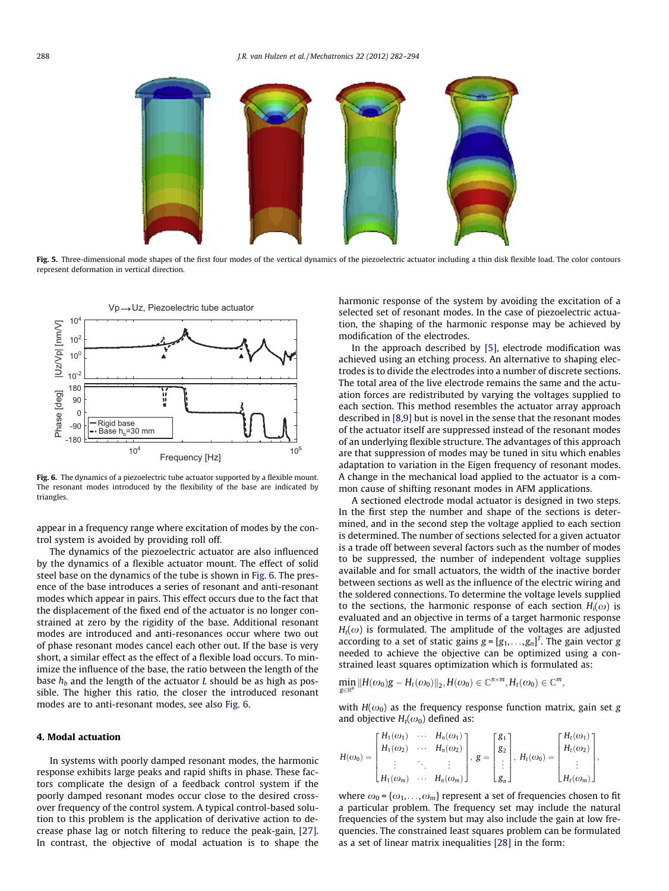**Fig. 5.** Three-dimensional mode shapes of the first four modes of the vertical dynamics of the piezoelectric actuator including a thin disk flexible load. The color contours represent deformation in vertical direction.

Vp→Uz, Piezoelectric tube actuator

|Uz/Vp| [nm/V]

Phase [deg]

Rigid base

Base $h_b$=30 mm

Frequency [Hz]

**Fig. 6.** The dynamics of a piezoelectric tube actuator supported by a flexible mount. The resonant modes introduced by the flexibility of the base are indicated by triangles.

appear in a frequency range where excitation of modes by the control system is avoided by providing roll off.

The dynamics of the piezoelectric actuator are also influenced by the dynamics of a flexible actuator mount. The effect of solid steel base on the dynamics of the tube is shown in Fig. 6. The presence of the base introduces a series of resonant and anti-resonant modes which appear in pairs. This effect occurs due to the fact that the displacement of the fixed end of the actuator is no longer constrained at zero by the rigidity of the base. Additional resonant modes are introduced and anti-resonances occur where two out of phase resonant modes cancel each other out. If the base is very short, a similar effect as the effect of a flexible load occurs. To minimize the influence of the base, the ratio between the length of the base $h_b$ and the length of the actuator $L$ should be as high as possible. The higher this ratio, the closer the introduced resonant modes are to anti-resonant modes, see also Fig. 6.

## 4. Modal actuation

In systems with poorly damped resonant modes, the harmonic response exhibits large peaks and rapid shifts in phase. These factors complicate the design of a feedback control system if the poorly damped resonant modes occur close to the desired crossover frequency of the control system. A typical control-based solution to this problem is the application of derivative action to decrease phase lag or notch filtering to reduce the peak-gain, [27]. In contrast, the objective of modal actuation is to shape the harmonic response of the system by avoiding the excitation of a selected set of resonant modes. In the case of piezoelectric actuation, the shaping of the harmonic response may be achieved by modification of the electrodes.

In the approach described by [5], electrode modification was achieved using an etching process. An alternative to shaping electrodes is to divide the electrodes into a number of discrete sections. The total area of the live electrode remains the same and the actuation forces are redistributed by varying the voltages supplied to each section. This method resembles the actuator array approach described in [8,9] but is novel in the sense that the resonant modes of the actuator itself are suppressed instead of the resonant modes of an underlying flexible structure. The advantages of this approach are that suppression of modes may be tuned in situ which enables adaptation to variation in the Eigen frequency of resonant modes. A change in the mechanical load applied to the actuator is a common cause of shifting resonant modes in AFM applications.

A sectioned electrode modal actuator is designed in two steps. In the first step the number and shape of the sections is determined, and in the second step the voltage applied to each section is determined. The number of sections selected for a given actuator is a trade off between several factors such as the number of modes to be suppressed, the number of independent voltage supplies available and for small actuators, the width of the inactive border between sections as well as the influence of the electric wiring and the soldered connections. To determine the voltage levels supplied to the sections, the harmonic response of each section $H_i(\omega)$ is evaluated and an objective in terms of a target harmonic response $H_t(\omega)$ is formulated. The amplitude of the voltages are adjusted according to a set of static gains $g = [g_1, \ldots, g_n]^T$. The gain vector $g$ needed to achieve the objective can be optimized using a constrained least squares optimization which is formulated as:

$$\min_{g \in \mathbb{R}^n} \|H(\omega_0)g - H_t(\omega_0)\|_2, H(\omega_0) \in \mathbb{C}^{n \times m}, H_t(\omega_0) \in \mathbb{C}^m,$$

with $H(\omega_0)$ as the frequency response function matrix, gain set $g$ and objective $H_t(\omega_0)$ defined as:

$$H(\omega_0) = \begin{bmatrix} H_1(\omega_1) & \cdots & H_n(\omega_1) \\ H_1(\omega_2) & \cdots & H_n(\omega_2) \\ \vdots & \ddots & \vdots \\ H_1(\omega_m) & \cdots & H_n(\omega_m) \end{bmatrix}, \; g = \begin{bmatrix} g_1 \\ g_2 \\ \vdots \\ g_n \end{bmatrix}, \; H_t(\omega_0) = \begin{bmatrix} H_t(\omega_1) \\ H_t(\omega_2) \\ \vdots \\ H_t(\omega_m) \end{bmatrix},$$

where $\omega_0 = \{\omega_1, \ldots, \omega_m\}$ represent a set of frequencies chosen to fit a particular problem. The frequency set may include the natural frequencies of the system but may also include the gain at low frequencies. The constrained least squares problem can be formulated as a set of linear matrix inequalities [28] in the form: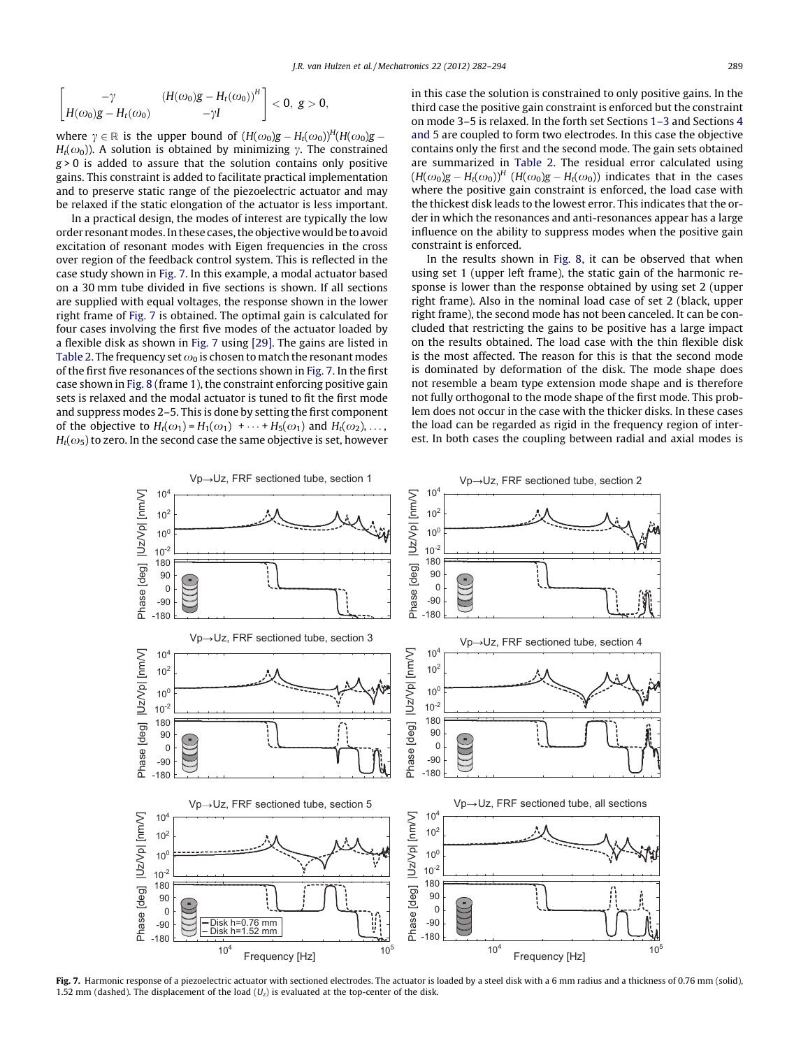$$\begin{bmatrix} -\gamma & (H(\omega_0)g - H_t(\omega_0))^H \\ H(\omega_0)g - H_t(\omega_0) & -\gamma I \end{bmatrix} < 0,\ g > 0,$$

where $\gamma \in \mathbb{R}$ is the upper bound of $(H(\omega_0)g - H_t(\omega_0))^H(H(\omega_0)g - H_t(\omega_0))$. A solution is obtained by minimizing $\gamma$. The constrained $g > 0$ is added to assure that the solution contains only positive gains. This constraint is added to facilitate practical implementation and to preserve static range of the piezoelectric actuator and may be relaxed if the static elongation of the actuator is less important.

In a practical design, the modes of interest are typically the low order resonant modes. In these cases, the objective would be to avoid excitation of resonant modes with Eigen frequencies in the cross over region of the feedback control system. This is reflected in the case study shown in Fig. 7. In this example, a modal actuator based on a 30 mm tube divided in five sections is shown. If all sections are supplied with equal voltages, the response shown in the lower right frame of Fig. 7 is obtained. The optimal gain is calculated for four cases involving the first five modes of the actuator loaded by a flexible disk as shown in Fig. 7 using [29]. The gains are listed in Table 2. The frequency set $\omega_0$ is chosen to match the resonant modes of the first five resonances of the sections shown in Fig. 7. In the first case shown in Fig. 8 (frame 1), the constraint enforcing positive gain sets is relaxed and the modal actuator is tuned to fit the first mode and suppress modes 2–5. This is done by setting the first component of the objective to $H_t(\omega_1) = H_1(\omega_1) + \cdots + H_5(\omega_1)$ and $H_t(\omega_2), \ldots, H_t(\omega_5)$ to zero. In the second case the same objective is set, however in this case the solution is constrained to only positive gains. In the third case the positive gain constraint is enforced but the constraint on mode 3–5 is relaxed. In the forth set Sections 1–3 and Sections 4 and 5 are coupled to form two electrodes. In this case the objective contains only the first and the second mode. The gain sets obtained are summarized in Table 2. The residual error calculated using $(H(\omega_0)g - H_t(\omega_0))^H\ (H(\omega_0)g - H_t(\omega_0))$ indicates that in the cases where the positive gain constraint is enforced, the load case with the thickest disk leads to the lowest error. This indicates that the order in which the resonances and anti-resonances appear has a large influence on the ability to suppress modes when the positive gain constraint is enforced.

In the results shown in Fig. 8, it can be observed that when using set 1 (upper left frame), the static gain of the harmonic response is lower than the response obtained by using set 2 (upper right frame). Also in the nominal load case of set 2 (black, upper right frame), the second mode has not been canceled. It can be concluded that restricting the gains to be positive has a large impact on the results obtained. The load case with the thin flexible disk is the most affected. The reason for this is that the second mode is dominated by deformation of the disk. The mode shape does not resemble a beam type extension mode shape and is therefore not fully orthogonal to the mode shape of the first mode. This problem does not occur in the case with the thicker disks. In these cases the load can be regarded as rigid in the frequency region of interest. In both cases the coupling between radial and axial modes is

**Fig. 7.** Harmonic response of a piezoelectric actuator with sectioned electrodes. The actuator is loaded by a steel disk with a 6 mm radius and a thickness of 0.76 mm (solid), 1.52 mm (dashed). The displacement of the load ($U_z$) is evaluated at the top-center of the disk.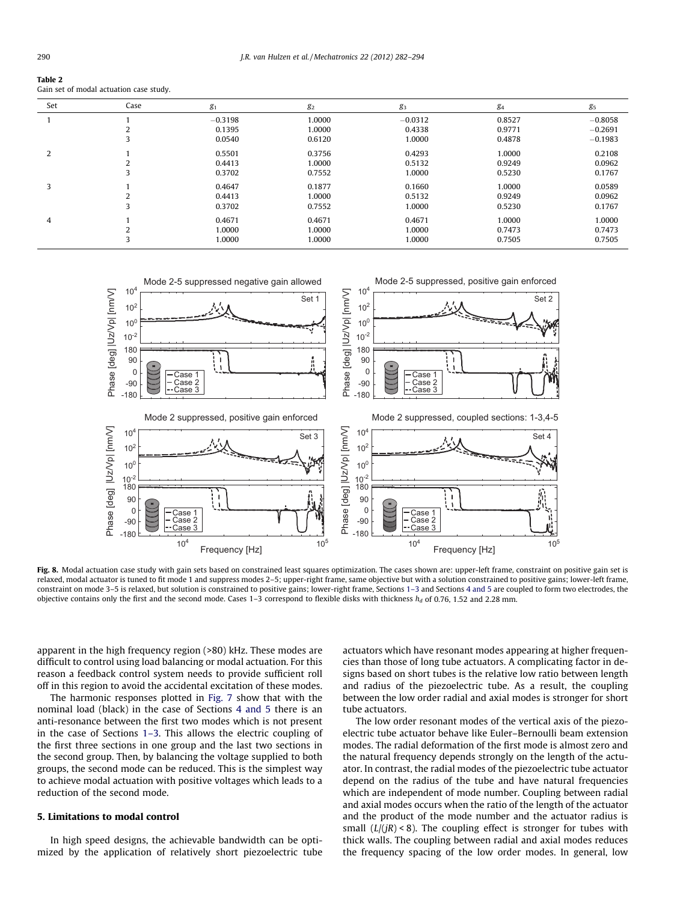**Table 2**
Gain set of modal actuation case study.

| Set | Case | $g_1$ | $g_2$ | $g_3$ | $g_4$ | $g_5$ |
|---|---|---|---|---|---|---|
| 1 | 1 | −0.3198 | 1.0000 | −0.0312 | 0.8527 | −0.8058 |
| | 2 | 0.1395 | 1.0000 | 0.4338 | 0.9771 | −0.2691 |
| | 3 | 0.0540 | 0.6120 | 1.0000 | 0.4878 | −0.1983 |
| 2 | 1 | 0.5501 | 0.3756 | 0.4293 | 1.0000 | 0.2108 |
| | 2 | 0.4413 | 1.0000 | 0.5132 | 0.9249 | 0.0962 |
| | 3 | 0.3702 | 0.7552 | 1.0000 | 0.5230 | 0.1767 |
| 3 | 1 | 0.4647 | 0.1877 | 0.1660 | 1.0000 | 0.0589 |
| | 2 | 0.4413 | 1.0000 | 0.5132 | 0.9249 | 0.0962 |
| | 3 | 0.3702 | 0.7552 | 1.0000 | 0.5230 | 0.1767 |
| 4 | 1 | 0.4671 | 0.4671 | 0.4671 | 1.0000 | 1.0000 |
| | 2 | 1.0000 | 1.0000 | 1.0000 | 0.7473 | 0.7473 |
| | 3 | 1.0000 | 1.0000 | 1.0000 | 0.7505 | 0.7505 |

**Fig. 8.** Modal actuation case study with gain sets based on constrained least squares optimization. The cases shown are: upper-left frame, constraint on positive gain set is relaxed, modal actuator is tuned to fit mode 1 and suppress modes 2–5; upper-right frame, same objective but with a solution constrained to positive gains; lower-left frame, constraint on mode 3–5 is relaxed, but solution is constrained to positive gains; lower-right frame, Sections 1–3 and Sections 4 and 5 are coupled to form two electrodes, the objective contains only the first and the second mode. Cases 1–3 correspond to flexible disks with thickness $h_d$ of 0.76, 1.52 and 2.28 mm.

apparent in the high frequency region (>80) kHz. These modes are difficult to control using load balancing or modal actuation. For this reason a feedback control system needs to provide sufficient roll off in this region to avoid the accidental excitation of these modes.

The harmonic responses plotted in Fig. 7 show that with the nominal load (black) in the case of Sections 4 and 5 there is an anti-resonance between the first two modes which is not present in the case of Sections 1–3. This allows the electric coupling of the first three sections in one group and the last two sections in the second group. Then, by balancing the voltage supplied to both groups, the second mode can be reduced. This is the simplest way to achieve modal actuation with positive voltages which leads to a reduction of the second mode.

## 5. Limitations to modal control

In high speed designs, the achievable bandwidth can be optimized by the application of relatively short piezoelectric tube actuators which have resonant modes appearing at higher frequencies than those of long tube actuators. A complicating factor in designs based on short tubes is the relative low ratio between length and radius of the piezoelectric tube. As a result, the coupling between the low order radial and axial modes is stronger for short tube actuators.

The low order resonant modes of the vertical axis of the piezoelectric tube actuator behave like Euler–Bernoulli beam extension modes. The radial deformation of the first mode is almost zero and the natural frequency depends strongly on the length of the actuator. In contrast, the radial modes of the piezoelectric tube actuator depend on the radius of the tube and have natural frequencies which are independent of mode number. Coupling between radial and axial modes occurs when the ratio of the length of the actuator and the product of the mode number and the actuator radius is small ($L/(jR) < 8$). The coupling effect is stronger for tubes with thick walls. The coupling between radial and axial modes reduces the frequency spacing of the low order modes. In general, low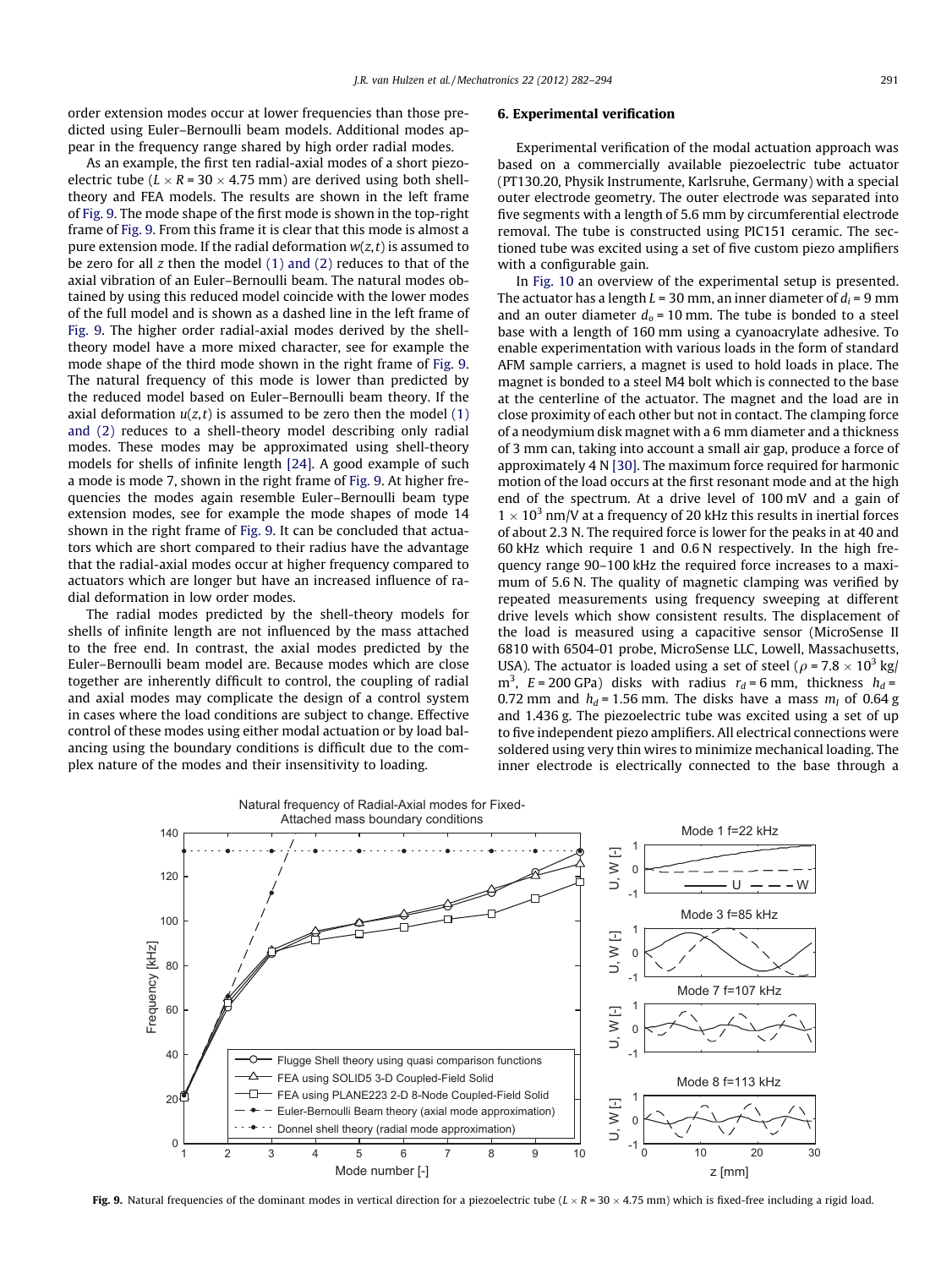order extension modes occur at lower frequencies than those predicted using Euler–Bernoulli beam models. Additional modes appear in the frequency range shared by high order radial modes.

As an example, the first ten radial-axial modes of a short piezoelectric tube ($L \times R = 30 \times 4.75$ mm) are derived using both shell-theory and FEA models. The results are shown in the left frame of Fig. 9. The mode shape of the first mode is shown in the top-right frame of Fig. 9. From this frame it is clear that this mode is almost a pure extension mode. If the radial deformation $w(z,t)$ is assumed to be zero for all $z$ then the model (1) and (2) reduces to that of the axial vibration of an Euler–Bernoulli beam. The natural modes obtained by using this reduced model coincide with the lower modes of the full model and is shown as a dashed line in the left frame of Fig. 9. The higher order radial-axial modes derived by the shell-theory model have a more mixed character, see for example the mode shape of the third mode shown in the right frame of Fig. 9. The natural frequency of this mode is lower than predicted by the reduced model based on Euler–Bernoulli beam theory. If the axial deformation $u(z,t)$ is assumed to be zero then the model (1) and (2) reduces to a shell-theory model describing only radial modes. These modes may be approximated using shell-theory models for shells of infinite length [24]. A good example of such a mode is mode 7, shown in the right frame of Fig. 9. At higher frequencies the modes again resemble Euler–Bernoulli beam type extension modes, see for example the mode shapes of mode 14 shown in the right frame of Fig. 9. It can be concluded that actuators which are short compared to their radius have the advantage that the radial-axial modes occur at higher frequency compared to actuators which are longer but have an increased influence of radial deformation in low order modes.

The radial modes predicted by the shell-theory models for shells of infinite length are not influenced by the mass attached to the free end. In contrast, the axial modes predicted by the Euler–Bernoulli beam model are. Because modes which are close together are inherently difficult to control, the coupling of radial and axial modes may complicate the design of a control system in cases where the load conditions are subject to change. Effective control of these modes using either modal actuation or by load balancing using the boundary conditions is difficult due to the complex nature of the modes and their insensitivity to loading.

## 6. Experimental verification

Experimental verification of the modal actuation approach was based on a commercially available piezoelectric tube actuator (PT130.20, Physik Instrumente, Karlsruhe, Germany) with a special outer electrode geometry. The outer electrode was separated into five segments with a length of 5.6 mm by circumferential electrode removal. The tube is constructed using PIC151 ceramic. The sectioned tube was excited using a set of five custom piezo amplifiers with a configurable gain.

In Fig. 10 an overview of the experimental setup is presented. The actuator has a length $L = 30$ mm, an inner diameter of $d_i = 9$ mm and an outer diameter $d_o = 10$ mm. The tube is bonded to a steel base with a length of 160 mm using a cyanoacrylate adhesive. To enable experimentation with various loads in the form of standard AFM sample carriers, a magnet is used to hold loads in place. The magnet is bonded to a steel M4 bolt which is connected to the base at the centerline of the actuator. The magnet and the load are in close proximity of each other but not in contact. The clamping force of a neodymium disk magnet with a 6 mm diameter and a thickness of 3 mm can, taking into account a small air gap, produce a force of approximately 4 N [30]. The maximum force required for harmonic motion of the load occurs at the first resonant mode and at the high end of the spectrum. At a drive level of 100 mV and a gain of $1 \times 10^3$ nm/V at a frequency of 20 kHz this results in inertial forces of about 2.3 N. The required force is lower for the peaks in at 40 and 60 kHz which require 1 and 0.6 N respectively. In the high frequency range 90–100 kHz the required force increases to a maximum of 5.6 N. The quality of magnetic clamping was verified by repeated measurements using frequency sweeping at different drive levels which show consistent results. The displacement of the load is measured using a capacitive sensor (MicroSense II 6810 with 6504-01 probe, MicroSense LLC, Lowell, Massachusetts, USA). The actuator is loaded using a set of steel ($\rho = 7.8 \times 10^3$ kg/m$^3$, $E = 200$ GPa) disks with radius $r_d = 6$ mm, thickness $h_d = 0.72$ mm and $h_d = 1.56$ mm. The disks have a mass $m_l$ of 0.64 g and 1.436 g. The piezoelectric tube was excited using a set of up to five independent piezo amplifiers. All electrical connections were soldered using very thin wires to minimize mechanical loading. The inner electrode is electrically connected to the base through a

**Fig. 9.** Natural frequencies of the dominant modes in vertical direction for a piezoelectric tube ($L \times R = 30 \times 4.75$ mm) which is fixed-free including a rigid load.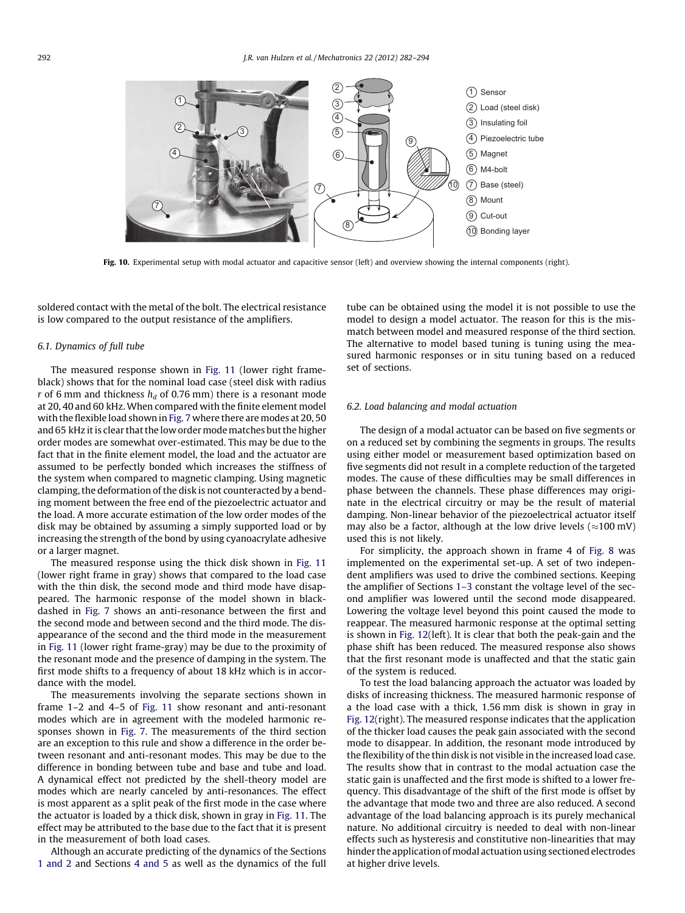Fig. 10. Experimental setup with modal actuator and capacitive sensor (left) and overview showing the internal components (right).

soldered contact with the metal of the bolt. The electrical resistance is low compared to the output resistance of the amplifiers.

### 6.1. Dynamics of full tube

The measured response shown in Fig. 11 (lower right frame-black) shows that for the nominal load case (steel disk with radius $r$ of 6 mm and thickness $h_d$ of 0.76 mm) there is a resonant mode at 20, 40 and 60 kHz. When compared with the finite element model with the flexible load shown in Fig. 7 where there are modes at 20, 50 and 65 kHz it is clear that the low order mode matches but the higher order modes are somewhat over-estimated. This may be due to the fact that in the finite element model, the load and the actuator are assumed to be perfectly bonded which increases the stiffness of the system when compared to magnetic clamping. Using magnetic clamping, the deformation of the disk is not counteracted by a bending moment between the free end of the piezoelectric actuator and the load. A more accurate estimation of the low order modes of the disk may be obtained by assuming a simply supported load or by increasing the strength of the bond by using cyanoacrylate adhesive or a larger magnet.

The measured response using the thick disk shown in Fig. 11 (lower right frame in gray) shows that compared to the load case with the thin disk, the second mode and third mode have disappeared. The harmonic response of the model shown in black-dashed in Fig. 7 shows an anti-resonance between the first and the second mode and between second and the third mode. The disappearance of the second and the third mode in the measurement in Fig. 11 (lower right frame-gray) may be due to the proximity of the resonant mode and the presence of damping in the system. The first mode shifts to a frequency of about 18 kHz which is in accordance with the model.

The measurements involving the separate sections shown in frame 1–2 and 4–5 of Fig. 11 show resonant and anti-resonant modes which are in agreement with the modeled harmonic responses shown in Fig. 7. The measurements of the third section are an exception to this rule and show a difference in the order between resonant and anti-resonant modes. This may be due to the difference in bonding between tube and base and tube and load. A dynamical effect not predicted by the shell-theory model are modes which are nearly canceled by anti-resonances. The effect is most apparent as a split peak of the first mode in the case where the actuator is loaded by a thick disk, shown in gray in Fig. 11. The effect may be attributed to the base due to the fact that it is present in the measurement of both load cases.

Although an accurate predicting of the dynamics of the Sections 1 and 2 and Sections 4 and 5 as well as the dynamics of the full tube can be obtained using the model it is not possible to use the model to design a model actuator. The reason for this is the mismatch between model and measured response of the third section. The alternative to model based tuning is tuning using the measured harmonic responses or in situ tuning based on a reduced set of sections.

### 6.2. Load balancing and modal actuation

The design of a modal actuator can be based on five segments or on a reduced set by combining the segments in groups. The results using either model or measurement based optimization based on five segments did not result in a complete reduction of the targeted modes. The cause of these difficulties may be small differences in phase between the channels. These phase differences may originate in the electrical circuitry or may be the result of material damping. Non-linear behavior of the piezoelectrical actuator itself may also be a factor, although at the low drive levels ($\approx$100 mV) used this is not likely.

For simplicity, the approach shown in frame 4 of Fig. 8 was implemented on the experimental set-up. A set of two independent amplifiers was used to drive the combined sections. Keeping the amplifier of Sections 1–3 constant the voltage level of the second amplifier was lowered until the second mode disappeared. Lowering the voltage level beyond this point caused the mode to reappear. The measured harmonic response at the optimal setting is shown in Fig. 12(left). It is clear that both the peak-gain and the phase shift has been reduced. The measured response also shows that the first resonant mode is unaffected and that the static gain of the system is reduced.

To test the load balancing approach the actuator was loaded by disks of increasing thickness. The measured harmonic response of a the load case with a thick, 1.56 mm disk is shown in gray in Fig. 12(right). The measured response indicates that the application of the thicker load causes the peak gain associated with the second mode to disappear. In addition, the resonant mode introduced by the flexibility of the thin disk is not visible in the increased load case. The results show that in contrast to the modal actuation case the static gain is unaffected and the first mode is shifted to a lower frequency. This disadvantage of the shift of the first mode is offset by the advantage that mode two and three are also reduced. A second advantage of the load balancing approach is its purely mechanical nature. No additional circuitry is needed to deal with non-linear effects such as hysteresis and constitutive non-linearities that may hinder the application of modal actuation using sectioned electrodes at higher drive levels.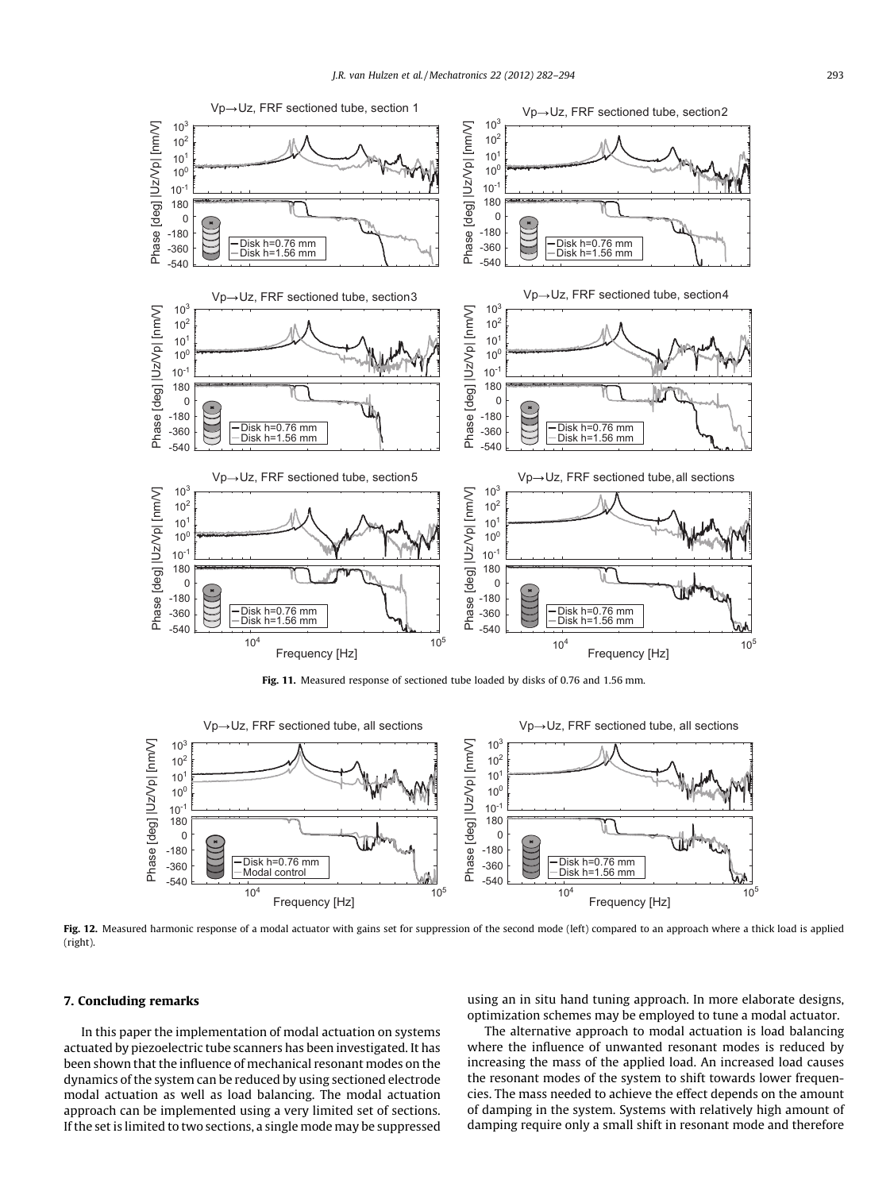**Fig. 11.** Measured response of sectioned tube loaded by disks of 0.76 and 1.56 mm.

**Fig. 12.** Measured harmonic response of a modal actuator with gains set for suppression of the second mode (left) compared to an approach where a thick load is applied (right).

## 7. Concluding remarks

In this paper the implementation of modal actuation on systems actuated by piezoelectric tube scanners has been investigated. It has been shown that the influence of mechanical resonant modes on the dynamics of the system can be reduced by using sectioned electrode modal actuation as well as load balancing. The modal actuation approach can be implemented using a very limited set of sections. If the set is limited to two sections, a single mode may be suppressed using an in situ hand tuning approach. In more elaborate designs, optimization schemes may be employed to tune a modal actuator.

The alternative approach to modal actuation is load balancing where the influence of unwanted resonant modes is reduced by increasing the mass of the applied load. An increased load causes the resonant modes of the system to shift towards lower frequencies. The mass needed to achieve the effect depends on the amount of damping in the system. Systems with relatively high amount of damping require only a small shift in resonant mode and therefore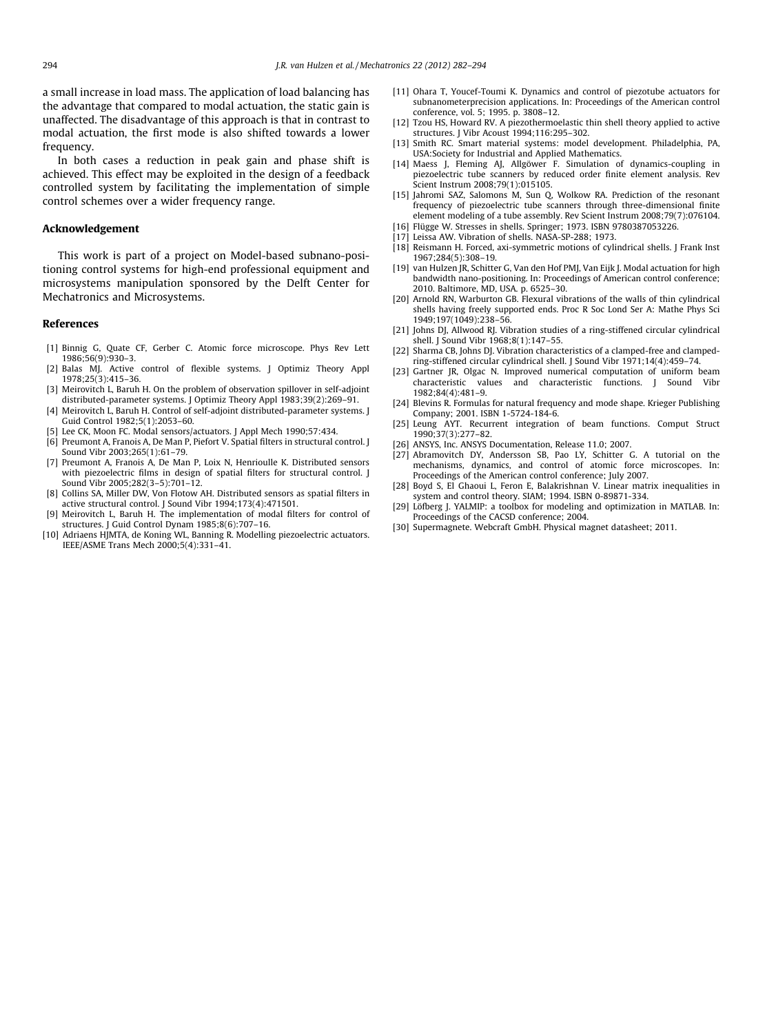a small increase in load mass. The application of load balancing has the advantage that compared to modal actuation, the static gain is unaffected. The disadvantage of this approach is that in contrast to modal actuation, the first mode is also shifted towards a lower frequency.

In both cases a reduction in peak gain and phase shift is achieved. This effect may be exploited in the design of a feedback controlled system by facilitating the implementation of simple control schemes over a wider frequency range.

## Acknowledgement

This work is part of a project on Model-based subnano-positioning control systems for high-end professional equipment and microsystems manipulation sponsored by the Delft Center for Mechatronics and Microsystems.

## References

[1] Binnig G, Quate CF, Gerber C. Atomic force microscope. Phys Rev Lett 1986;56(9):930–3.

[2] Balas MJ. Active control of flexible systems. J Optimiz Theory Appl 1978;25(3):415–36.

[3] Meirovitch L, Baruh H. On the problem of observation spillover in self-adjoint distributed-parameter systems. J Optimiz Theory Appl 1983;39(2):269–91.

[4] Meirovitch L, Baruh H. Control of self-adjoint distributed-parameter systems. J Guid Control 1982;5(1):2053–60.

[5] Lee CK, Moon FC. Modal sensors/actuators. J Appl Mech 1990;57:434.

[6] Preumont A, Franois A, De Man P, Piefort V. Spatial filters in structural control. J Sound Vibr 2003;265(1):61–79.

[7] Preumont A, Franois A, De Man P, Loix N, Henrioulle K. Distributed sensors with piezoelectric films in design of spatial filters for structural control. J Sound Vibr 2005;282(3–5):701–12.

[8] Collins SA, Miller DW, Von Flotow AH. Distributed sensors as spatial filters in active structural control. J Sound Vibr 1994;173(4):471501.

[9] Meirovitch L, Baruh H. The implementation of modal filters for control of structures. J Guid Control Dynam 1985;8(6):707–16.

[10] Adriaens HJMTA, de Koning WL, Banning R. Modelling piezoelectric actuators. IEEE/ASME Trans Mech 2000;5(4):331–41.

[11] Ohara T, Youcef-Toumi K. Dynamics and control of piezotube actuators for subnanometerprecision applications. In: Proceedings of the American control conference, vol. 5; 1995. p. 3808–12.

[12] Tzou HS, Howard RV. A piezothermoelastic thin shell theory applied to active structures. J Vibr Acoust 1994;116:295–302.

[13] Smith RC. Smart material systems: model development. Philadelphia, PA, USA:Society for Industrial and Applied Mathematics.

[14] Maess J, Fleming AJ, Allgöwer F. Simulation of dynamics-coupling in piezoelectric tube scanners by reduced order finite element analysis. Rev Scient Instrum 2008;79(1):015105.

[15] Jahromi SAZ, Salomons M, Sun Q, Wolkow RA. Prediction of the resonant frequency of piezoelectric tube scanners through three-dimensional finite element modeling of a tube assembly. Rev Scient Instrum 2008;79(7):076104.

[16] Flügge W. Stresses in shells. Springer; 1973. ISBN 9780387053226.

[17] Leissa AW. Vibration of shells. NASA-SP-288; 1973.

[18] Reismann H. Forced, axi-symmetric motions of cylindrical shells. J Frank Inst 1967;284(5):308–19.

[19] van Hulzen JR, Schitter G, Van den Hof PMJ, Van Eijk J. Modal actuation for high bandwidth nano-positioning. In: Proceedings of American control conference; 2010. Baltimore, MD, USA. p. 6525–30.

[20] Arnold RN, Warburton GB. Flexural vibrations of the walls of thin cylindrical shells having freely supported ends. Proc R Soc Lond Ser A: Mathe Phys Sci 1949;197(1049):238–56.

[21] Johns DJ, Allwood RJ. Vibration studies of a ring-stiffened circular cylindrical shell. J Sound Vibr 1968;8(1):147–55.

[22] Sharma CB, Johns DJ. Vibration characteristics of a clamped-free and clamped-ring-stiffened circular cylindrical shell. J Sound Vibr 1971;14(4):459–74.

[23] Gartner JR, Olgac N. Improved numerical computation of uniform beam characteristic values and characteristic functions. J Sound Vibr 1982;84(4):481–9.

[24] Blevins R. Formulas for natural frequency and mode shape. Krieger Publishing Company; 2001. ISBN 1-5724-184-6.

[25] Leung AYT. Recurrent integration of beam functions. Comput Struct 1990;37(3):277–82.

[26] ANSYS, Inc. ANSYS Documentation, Release 11.0; 2007.

[27] Abramovitch DY, Andersson SB, Pao LY, Schitter G. A tutorial on the mechanisms, dynamics, and control of atomic force microscopes. In: Proceedings of the American control conference; July 2007.

[28] Boyd S, El Ghaoui L, Feron E, Balakrishnan V. Linear matrix inequalities in system and control theory. SIAM; 1994. ISBN 0-89871-334.

[29] Löfberg J. YALMIP: a toolbox for modeling and optimization in MATLAB. In: Proceedings of the CACSD conference; 2004.

[30] Supermagnete. Webcraft GmbH. Physical magnet datasheet; 2011.